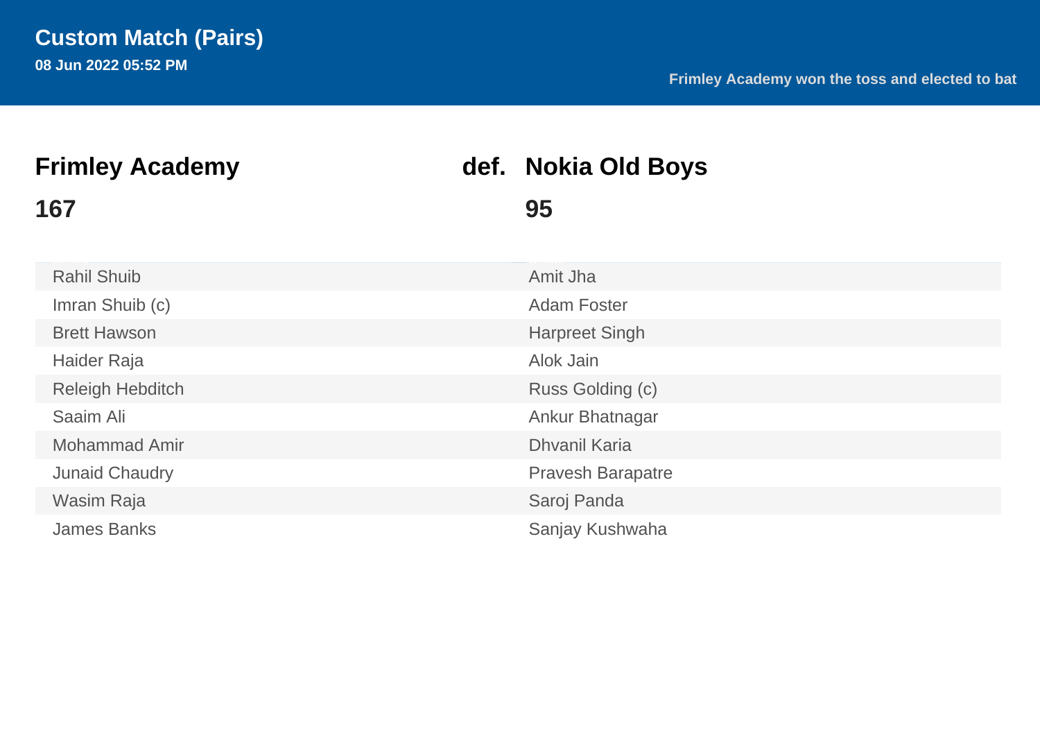# Custom Match (Pairs)

**08 Jun 2022 05:52 PM**

**Frimley Academy won the toss and elected to bat**

## Frimley Academy def. Nokia Old Boys

| Frimley Academy | Nokia Old Boys |
|---|---|
| **167** | **95** |
| Rahil Shuib | Amit Jha |
| Imran Shuib (c) | Adam Foster |
| Brett Hawson | Harpreet Singh |
| Haider Raja | Alok Jain |
| Releigh Hebditch | Russ Golding (c) |
| Saaim Ali | Ankur Bhatnagar |
| Mohammad Amir | Dhvanil Karia |
| Junaid Chaudry | Pravesh Barapatre |
| Wasim Raja | Saroj Panda |
| James Banks | Sanjay Kushwaha |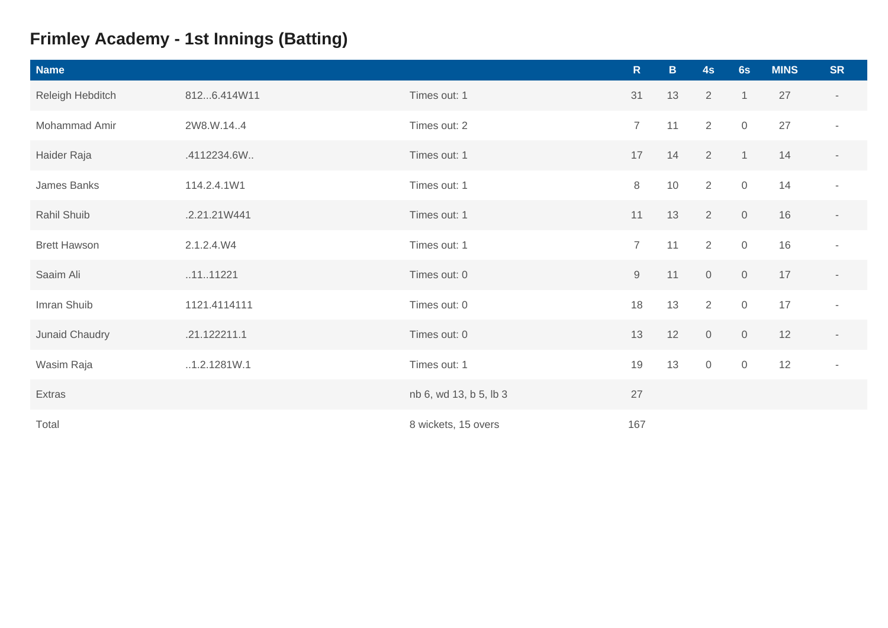## Frimley Academy - 1st Innings (Batting)

| Name | | | R | B | 4s | 6s | MINS | SR |
|---|---|---|---|---|---|---|---|---|
| Releigh Hebditch | 812...6.414W11 | Times out: 1 | 31 | 13 | 2 | 1 | 27 | - |
| Mohammad Amir | 2W8.W.14..4 | Times out: 2 | 7 | 11 | 2 | 0 | 27 | - |
| Haider Raja | .4112234.6W.. | Times out: 1 | 17 | 14 | 2 | 1 | 14 | - |
| James Banks | 114.2.4.1W1 | Times out: 1 | 8 | 10 | 2 | 0 | 14 | - |
| Rahil Shuib | .2.21.21W441 | Times out: 1 | 11 | 13 | 2 | 0 | 16 | - |
| Brett Hawson | 2.1.2.4.W4 | Times out: 1 | 7 | 11 | 2 | 0 | 16 | - |
| Saaim Ali | ..11..11221 | Times out: 0 | 9 | 11 | 0 | 0 | 17 | - |
| Imran Shuib | 1121.4114111 | Times out: 0 | 18 | 13 | 2 | 0 | 17 | - |
| Junaid Chaudry | .21.122211.1 | Times out: 0 | 13 | 12 | 0 | 0 | 12 | - |
| Wasim Raja | ..1.2.1281W.1 | Times out: 1 | 19 | 13 | 0 | 0 | 12 | - |
| Extras | | nb 6, wd 13, b 5, lb 3 | 27 | | | | | |
| Total | | 8 wickets, 15 overs | 167 | | | | | |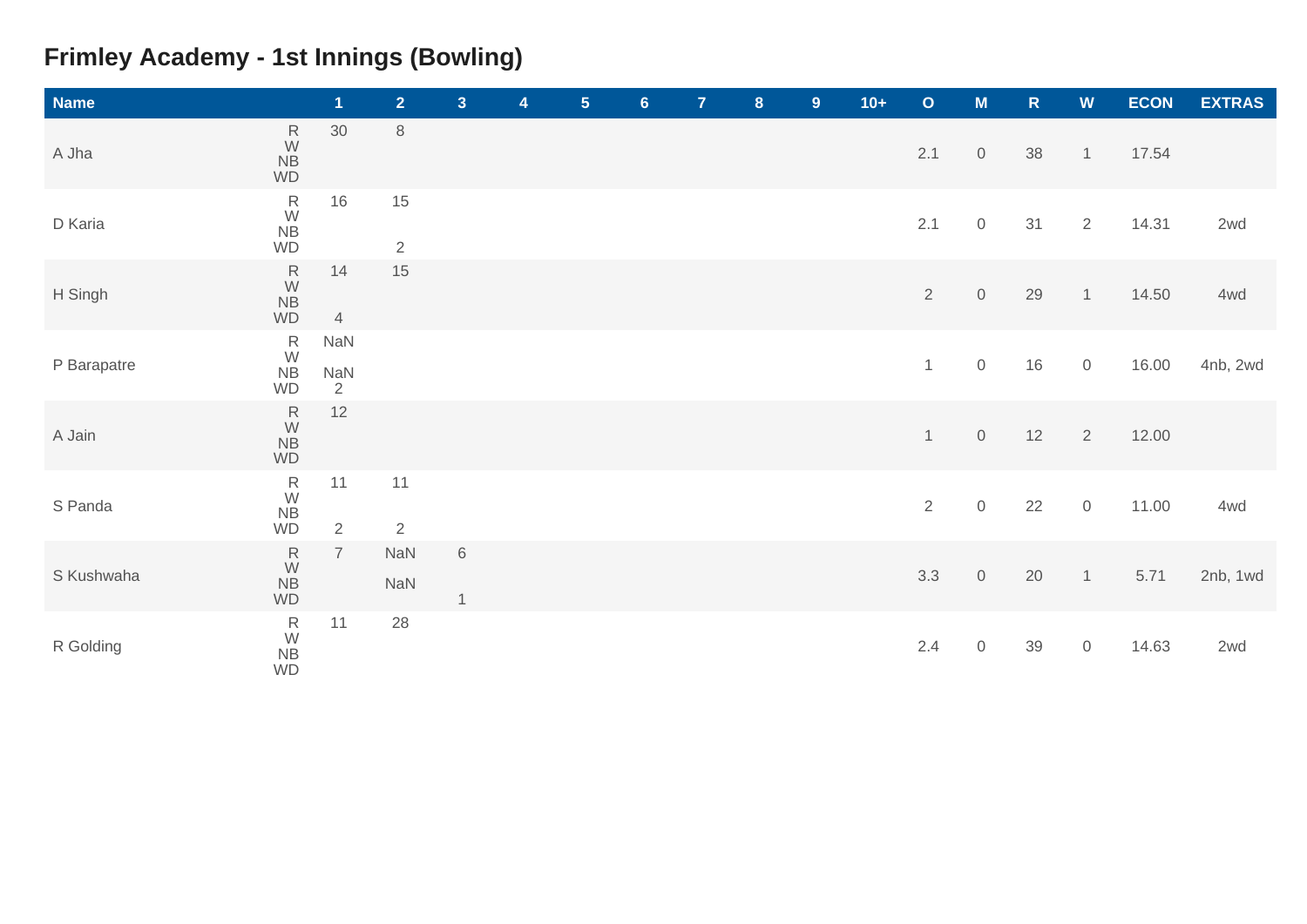## Frimley Academy - 1st Innings (Bowling)

| Name | | 1 | 2 | 3 | 4 | 5 | 6 | 7 | 8 | 9 | 10+ | O | M | R | W | ECON | EXTRAS |
|---|---|---|---|---|---|---|---|---|---|---|---|---|---|---|---|---|---|
| A Jha | R<br>W<br>NB<br>WD | 30 | 8 | | | | | | | | | 2.1 | 0 | 38 | 1 | 17.54 | |
| D Karia | R<br>W<br>NB<br>WD | 16 | 15<br><br><br>2 | | | | | | | | | 2.1 | 0 | 31 | 2 | 14.31 | 2wd |
| H Singh | R<br>W<br>NB<br>WD | 14<br><br><br>4 | 15 | | | | | | | | | 2 | 0 | 29 | 1 | 14.50 | 4wd |
| P Barapatre | R<br>W<br>NB<br>WD | NaN<br><br>NaN<br>2 | | | | | | | | | | 1 | 0 | 16 | 0 | 16.00 | 4nb, 2wd |
| A Jain | R<br>W<br>NB<br>WD | 12 | | | | | | | | | | 1 | 0 | 12 | 2 | 12.00 | |
| S Panda | R<br>W<br>NB<br>WD | 11<br><br><br>2 | 11<br><br><br>2 | | | | | | | | | 2 | 0 | 22 | 0 | 11.00 | 4wd |
| S Kushwaha | R<br>W<br>NB<br>WD | 7 | NaN<br><br>NaN | 6<br><br><br>1 | | | | | | | | 3.3 | 0 | 20 | 1 | 5.71 | 2nb, 1wd |
| R Golding | R<br>W<br>NB<br>WD | 11 | 28 | | | | | | | | | 2.4 | 0 | 39 | 0 | 14.63 | 2wd |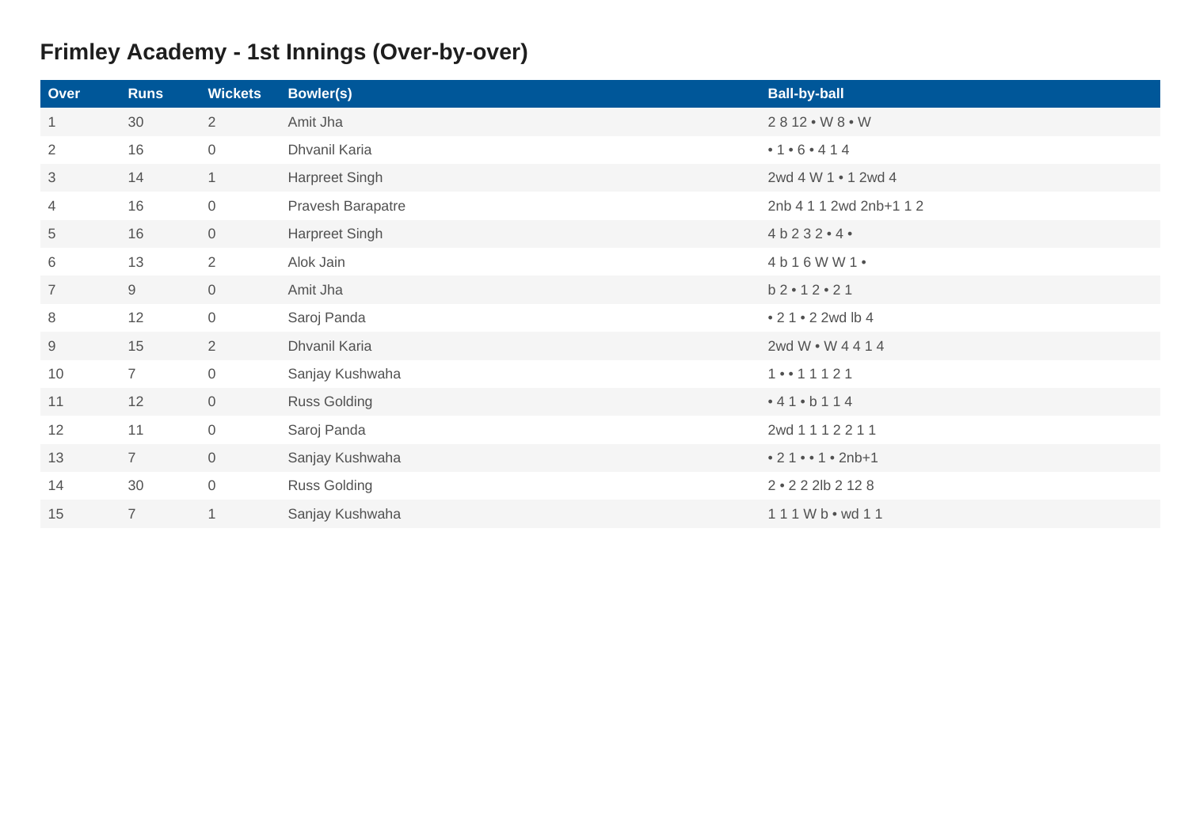# Frimley Academy - 1st Innings (Over-by-over)

| Over | Runs | Wickets | Bowler(s) | Ball-by-ball |
|---|---|---|---|---|
| 1 | 30 | 2 | Amit Jha | 2 8 12 • W 8 • W |
| 2 | 16 | 0 | Dhvanil Karia | • 1 • 6 • 4 1 4 |
| 3 | 14 | 1 | Harpreet Singh | 2wd 4 W 1 • 1 2wd 4 |
| 4 | 16 | 0 | Pravesh Barapatre | 2nb 4 1 1 2wd 2nb+1 1 2 |
| 5 | 16 | 0 | Harpreet Singh | 4 b 2 3 2 • 4 • |
| 6 | 13 | 2 | Alok Jain | 4 b 1 6 W W 1 • |
| 7 | 9 | 0 | Amit Jha | b 2 • 1 2 • 2 1 |
| 8 | 12 | 0 | Saroj Panda | • 2 1 • 2 2wd lb 4 |
| 9 | 15 | 2 | Dhvanil Karia | 2wd W • W 4 4 1 4 |
| 10 | 7 | 0 | Sanjay Kushwaha | 1 • • 1 1 1 2 1 |
| 11 | 12 | 0 | Russ Golding | • 4 1 • b 1 1 4 |
| 12 | 11 | 0 | Saroj Panda | 2wd 1 1 1 2 2 1 1 |
| 13 | 7 | 0 | Sanjay Kushwaha | • 2 1 • • 1 • 2nb+1 |
| 14 | 30 | 0 | Russ Golding | 2 • 2 2 2lb 2 12 8 |
| 15 | 7 | 1 | Sanjay Kushwaha | 1 1 1 W b • wd 1 1 |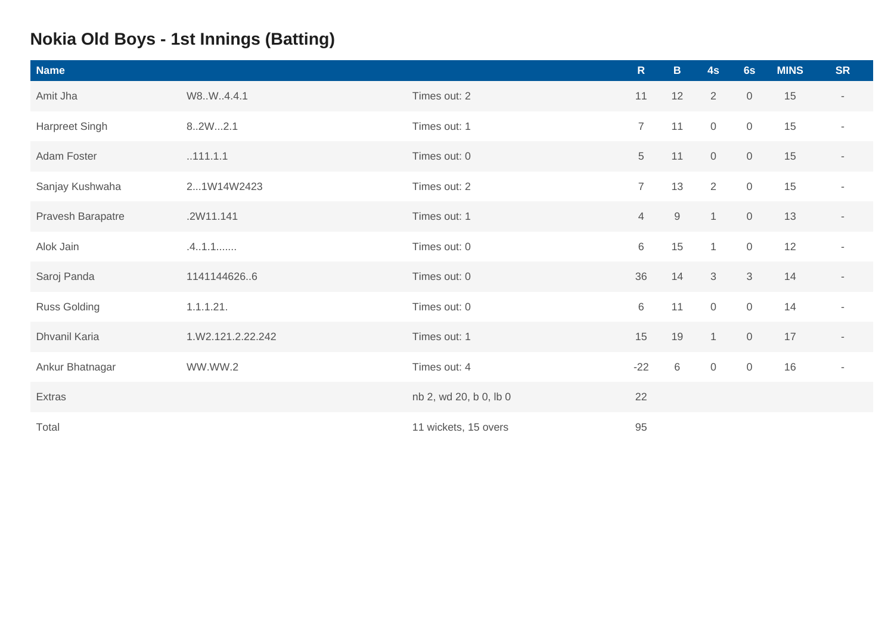## Nokia Old Boys - 1st Innings (Batting)

| Name | | | R | B | 4s | 6s | MINS | SR |
|---|---|---|---|---|---|---|---|---|
| Amit Jha | W8..W..4.4.1 | Times out: 2 | 11 | 12 | 2 | 0 | 15 | - |
| Harpreet Singh | 8..2W...2.1 | Times out: 1 | 7 | 11 | 0 | 0 | 15 | - |
| Adam Foster | ..111.1.1 | Times out: 0 | 5 | 11 | 0 | 0 | 15 | - |
| Sanjay Kushwaha | 2...1W14W2423 | Times out: 2 | 7 | 13 | 2 | 0 | 15 | - |
| Pravesh Barapatre | .2W11.141 | Times out: 1 | 4 | 9 | 1 | 0 | 13 | - |
| Alok Jain | .4..1.1....... | Times out: 0 | 6 | 15 | 1 | 0 | 12 | - |
| Saroj Panda | 1141144626..6 | Times out: 0 | 36 | 14 | 3 | 3 | 14 | - |
| Russ Golding | 1.1.1.21. | Times out: 0 | 6 | 11 | 0 | 0 | 14 | - |
| Dhvanil Karia | 1.W2.121.2.22.242 | Times out: 1 | 15 | 19 | 1 | 0 | 17 | - |
| Ankur Bhatnagar | WW.WW.2 | Times out: 4 | -22 | 6 | 0 | 0 | 16 | - |
| Extras | | nb 2, wd 20, b 0, lb 0 | 22 | | | | | |
| Total | | 11 wickets, 15 overs | 95 | | | | | |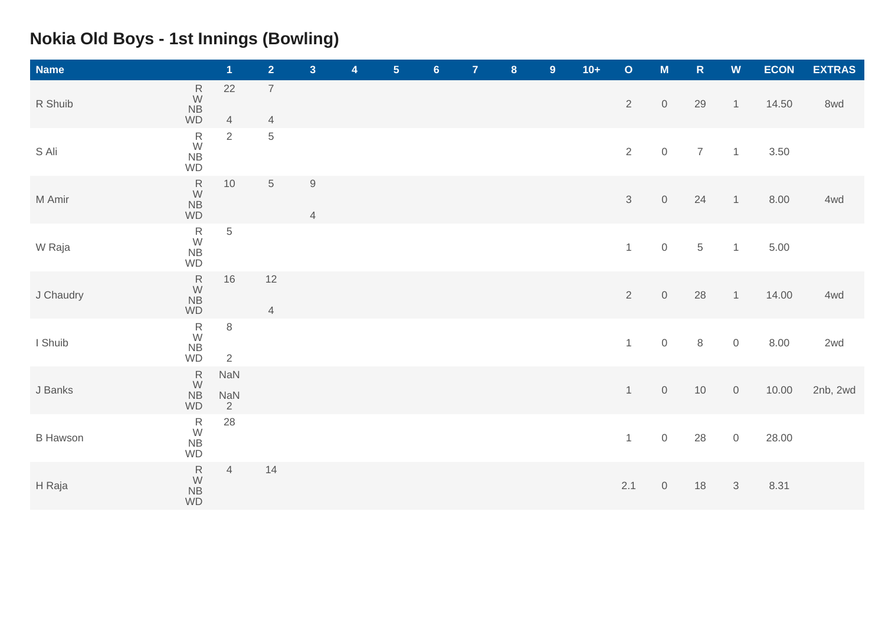# Nokia Old Boys - 1st Innings (Bowling)

| Name | | 1 | 2 | 3 | 4 | 5 | 6 | 7 | 8 | 9 | 10+ | O | M | R | W | ECON | EXTRAS |
|---|---|---|---|---|---|---|---|---|---|---|---|---|---|---|---|---|---|
| R Shuib | R<br>W<br>NB<br>WD | 22<br><br><br>4 | 7<br><br><br>4 | | | | | | | | | 2 | 0 | 29 | 1 | 14.50 | 8wd |
| S Ali | R<br>W<br>NB<br>WD | 2 | 5 | | | | | | | | | 2 | 0 | 7 | 1 | 3.50 | |
| M Amir | R<br>W<br>NB<br>WD | 10 | 5 | 9<br><br><br>4 | | | | | | | | 3 | 0 | 24 | 1 | 8.00 | 4wd |
| W Raja | R<br>W<br>NB<br>WD | 5 | | | | | | | | | | 1 | 0 | 5 | 1 | 5.00 | |
| J Chaudry | R<br>W<br>NB<br>WD | 16 | 12<br><br><br>4 | | | | | | | | | 2 | 0 | 28 | 1 | 14.00 | 4wd |
| I Shuib | R<br>W<br>NB<br>WD | 8<br><br><br>2 | | | | | | | | | | 1 | 0 | 8 | 0 | 8.00 | 2wd |
| J Banks | R<br>W<br>NB<br>WD | NaN<br><br>NaN<br>2 | | | | | | | | | | 1 | 0 | 10 | 0 | 10.00 | 2nb, 2wd |
| B Hawson | R<br>W<br>NB<br>WD | 28 | | | | | | | | | | 1 | 0 | 28 | 0 | 28.00 | |
| H Raja | R<br>W<br>NB<br>WD | 4 | 14 | | | | | | | | | 2.1 | 0 | 18 | 3 | 8.31 | |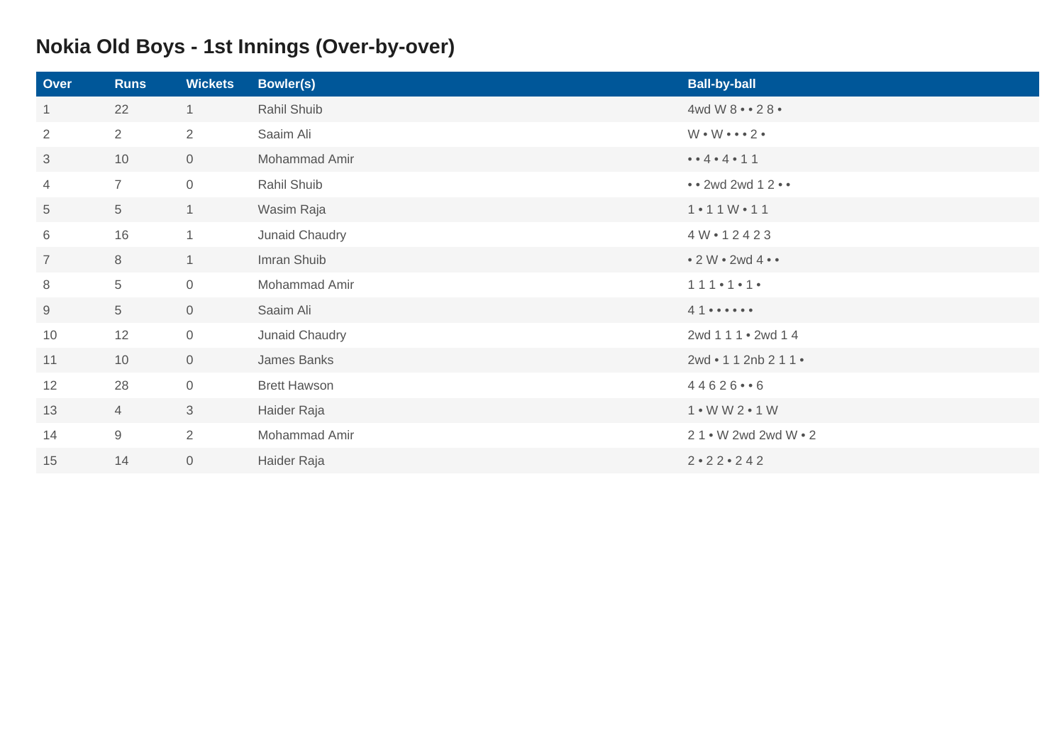# Nokia Old Boys - 1st Innings (Over-by-over)

| Over | Runs | Wickets | Bowler(s) | Ball-by-ball |
|---|---|---|---|---|
| 1 | 22 | 1 | Rahil Shuib | 4wd W 8 • • 2 8 • |
| 2 | 2 | 2 | Saaim Ali | W • W • • • 2 • |
| 3 | 10 | 0 | Mohammad Amir | • • 4 • 4 • 1 1 |
| 4 | 7 | 0 | Rahil Shuib | • • 2wd 2wd 1 2 • • |
| 5 | 5 | 1 | Wasim Raja | 1 • 1 1 W • 1 1 |
| 6 | 16 | 1 | Junaid Chaudry | 4 W • 1 2 4 2 3 |
| 7 | 8 | 1 | Imran Shuib | • 2 W • 2wd 4 • • |
| 8 | 5 | 0 | Mohammad Amir | 1 1 1 • 1 • 1 • |
| 9 | 5 | 0 | Saaim Ali | 4 1 • • • • • • |
| 10 | 12 | 0 | Junaid Chaudry | 2wd 1 1 1 • 2wd 1 4 |
| 11 | 10 | 0 | James Banks | 2wd • 1 1 2nb 2 1 1 • |
| 12 | 28 | 0 | Brett Hawson | 4 4 6 2 6 • • 6 |
| 13 | 4 | 3 | Haider Raja | 1 • W W 2 • 1 W |
| 14 | 9 | 2 | Mohammad Amir | 2 1 • W 2wd 2wd W • 2 |
| 15 | 14 | 0 | Haider Raja | 2 • 2 2 • 2 4 2 |